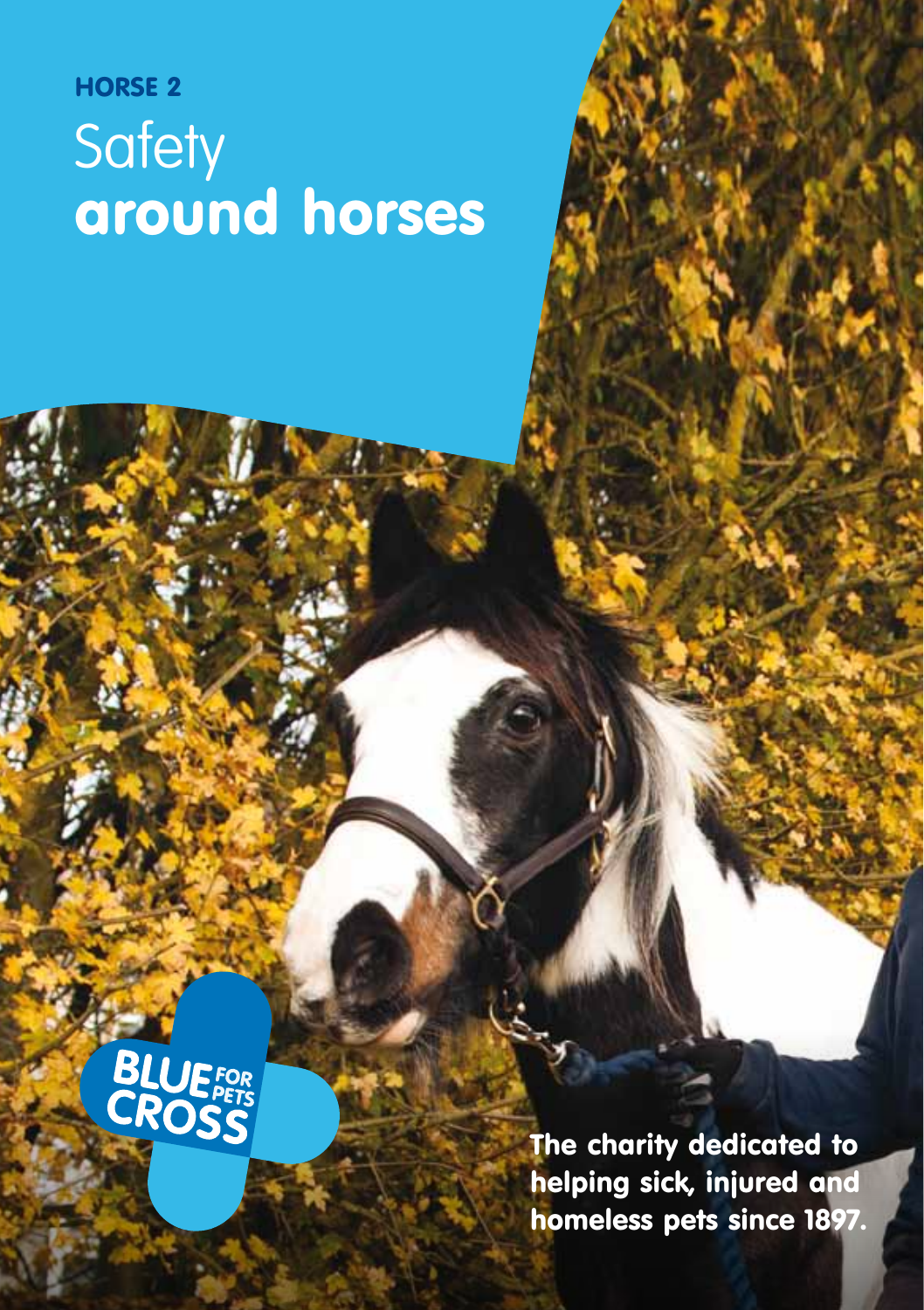**HORSE 2**

# Safety **around horses**

BLUE CROSS FOR PETS

**The charity dedicated to helping sick, injured and homeless pets since 1897.**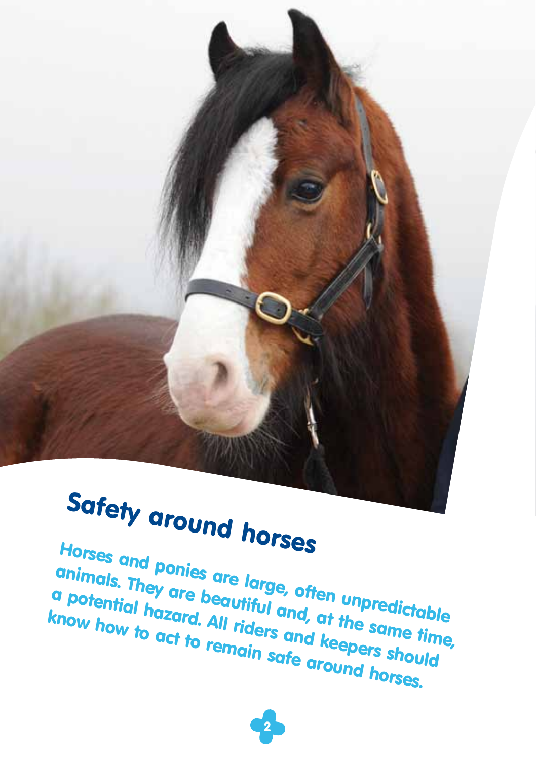## Safety around horses

**Horses and ponies are large, often unpredictable animals. They are beautiful and, at the same time, a potential hazard. All riders and keepers should know how to act to remain safe around horses.**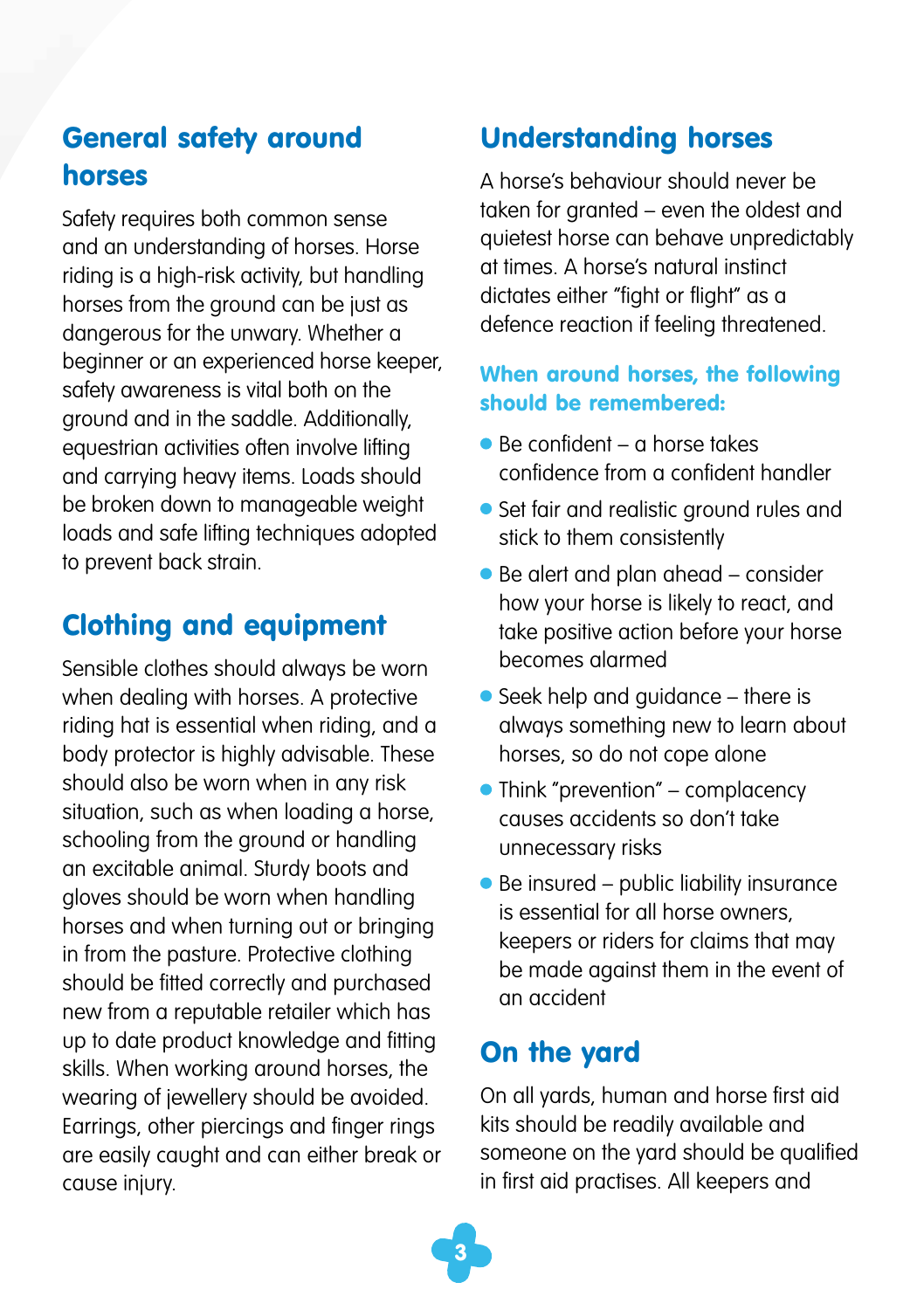## General safety around horses

Safety requires both common sense and an understanding of horses. Horse riding is a high-risk activity, but handling horses from the ground can be just as dangerous for the unwary. Whether a beginner or an experienced horse keeper, safety awareness is vital both on the ground and in the saddle. Additionally, equestrian activities often involve lifting and carrying heavy items. Loads should be broken down to manageable weight loads and safe lifting techniques adopted to prevent back strain.

## Clothing and equipment

Sensible clothes should always be worn when dealing with horses. A protective riding hat is essential when riding, and a body protector is highly advisable. These should also be worn when in any risk situation, such as when loading a horse, schooling from the ground or handling an excitable animal. Sturdy boots and gloves should be worn when handling horses and when turning out or bringing in from the pasture. Protective clothing should be fitted correctly and purchased new from a reputable retailer which has up to date product knowledge and fitting skills. When working around horses, the wearing of jewellery should be avoided. Earrings, other piercings and finger rings are easily caught and can either break or cause injury.

## Understanding horses

A horse's behaviour should never be taken for granted – even the oldest and quietest horse can behave unpredictably at times. A horse's natural instinct dictates either "fight or flight" as a defence reaction if feeling threatened.

### When around horses, the following should be remembered:

- Be confident – a horse takes confidence from a confident handler
- Set fair and realistic ground rules and stick to them consistently
- Be alert and plan ahead – consider how your horse is likely to react, and take positive action before your horse becomes alarmed
- Seek help and guidance – there is always something new to learn about horses, so do not cope alone
- Think "prevention" – complacency causes accidents so don't take unnecessary risks
- Be insured – public liability insurance is essential for all horse owners, keepers or riders for claims that may be made against them in the event of an accident

## On the yard

On all yards, human and horse first aid kits should be readily available and someone on the yard should be qualified in first aid practises. All keepers and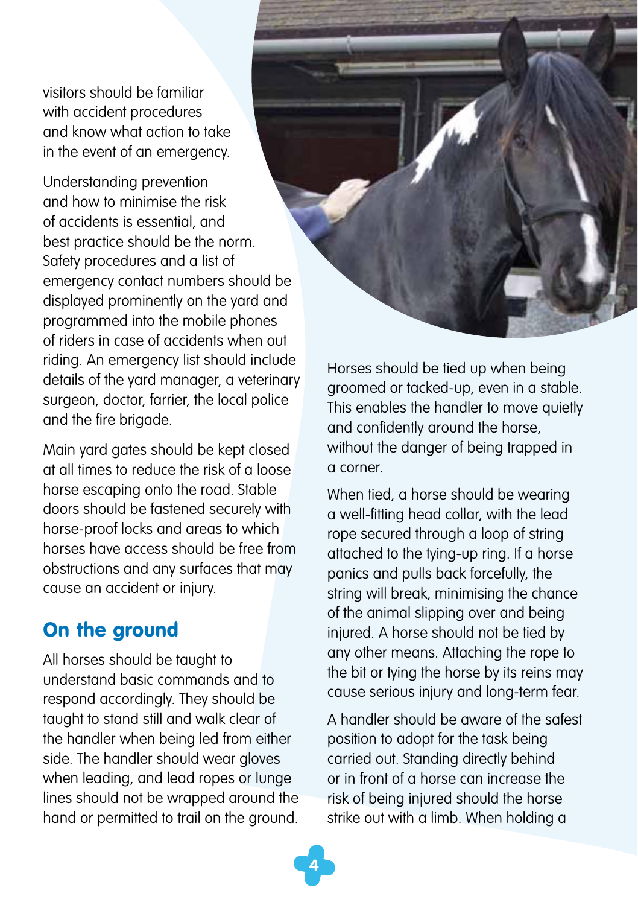visitors should be familiar with accident procedures and know what action to take in the event of an emergency.

Understanding prevention and how to minimise the risk of accidents is essential, and best practice should be the norm. Safety procedures and a list of emergency contact numbers should be displayed prominently on the yard and programmed into the mobile phones of riders in case of accidents when out riding. An emergency list should include details of the yard manager, a veterinary surgeon, doctor, farrier, the local police and the fire brigade.

Main yard gates should be kept closed at all times to reduce the risk of a loose horse escaping onto the road. Stable doors should be fastened securely with horse-proof locks and areas to which horses have access should be free from obstructions and any surfaces that may cause an accident or injury.

## On the ground

All horses should be taught to understand basic commands and to respond accordingly. They should be taught to stand still and walk clear of the handler when being led from either side. The handler should wear gloves when leading, and lead ropes or lunge lines should not be wrapped around the hand or permitted to trail on the ground.

Horses should be tied up when being groomed or tacked-up, even in a stable. This enables the handler to move quietly and confidently around the horse, without the danger of being trapped in a corner.

When tied, a horse should be wearing a well-fitting head collar, with the lead rope secured through a loop of string attached to the tying-up ring. If a horse panics and pulls back forcefully, the string will break, minimising the chance of the animal slipping over and being injured. A horse should not be tied by any other means. Attaching the rope to the bit or tying the horse by its reins may cause serious injury and long-term fear.

A handler should be aware of the safest position to adopt for the task being carried out. Standing directly behind or in front of a horse can increase the risk of being injured should the horse strike out with a limb. When holding a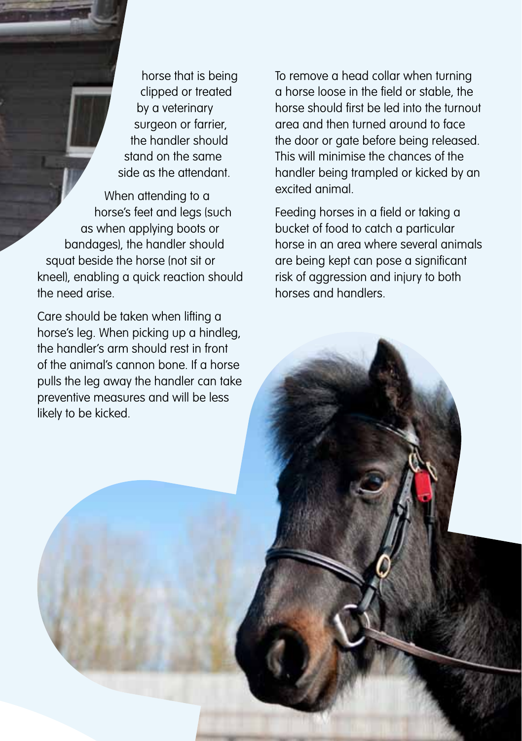horse that is being clipped or treated by a veterinary surgeon or farrier, the handler should stand on the same side as the attendant.

When attending to a horse's feet and legs (such as when applying boots or bandages), the handler should squat beside the horse (not sit or kneel), enabling a quick reaction should the need arise.

Care should be taken when lifting a horse's leg. When picking up a hindleg, the handler's arm should rest in front of the animal's cannon bone. If a horse pulls the leg away the handler can take preventive measures and will be less likely to be kicked.

To remove a head collar when turning a horse loose in the field or stable, the horse should first be led into the turnout area and then turned around to face the door or gate before being released. This will minimise the chances of the handler being trampled or kicked by an excited animal.

Feeding horses in a field or taking a bucket of food to catch a particular horse in an area where several animals are being kept can pose a significant risk of aggression and injury to both horses and handlers.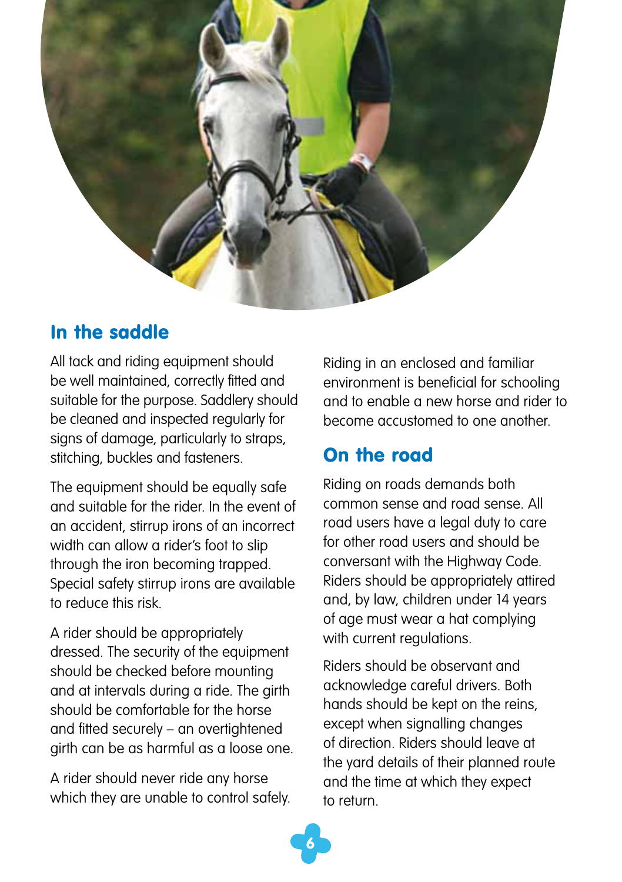## In the saddle

All tack and riding equipment should be well maintained, correctly fitted and suitable for the purpose. Saddlery should be cleaned and inspected regularly for signs of damage, particularly to straps, stitching, buckles and fasteners.

The equipment should be equally safe and suitable for the rider. In the event of an accident, stirrup irons of an incorrect width can allow a rider's foot to slip through the iron becoming trapped. Special safety stirrup irons are available to reduce this risk.

A rider should be appropriately dressed. The security of the equipment should be checked before mounting and at intervals during a ride. The girth should be comfortable for the horse and fitted securely – an overtightened girth can be as harmful as a loose one.

A rider should never ride any horse which they are unable to control safely.

Riding in an enclosed and familiar environment is beneficial for schooling and to enable a new horse and rider to become accustomed to one another.

## On the road

Riding on roads demands both common sense and road sense. All road users have a legal duty to care for other road users and should be conversant with the Highway Code. Riders should be appropriately attired and, by law, children under 14 years of age must wear a hat complying with current regulations.

Riders should be observant and acknowledge careful drivers. Both hands should be kept on the reins, except when signalling changes of direction. Riders should leave at the yard details of their planned route and the time at which they expect to return.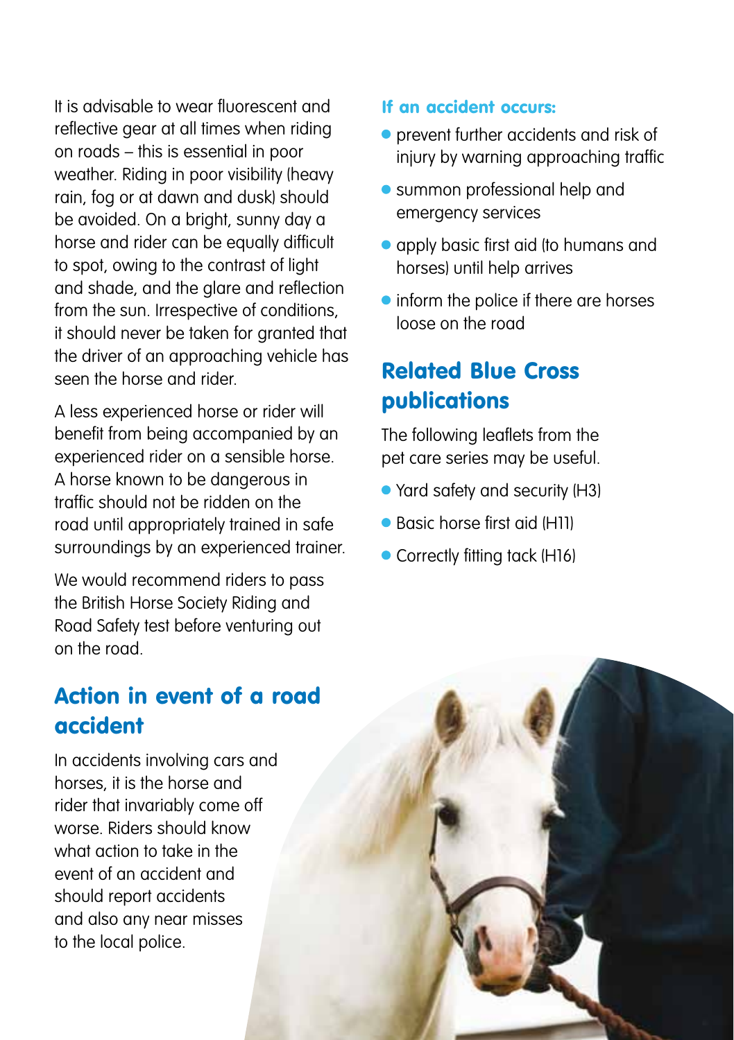It is advisable to wear fluorescent and reflective gear at all times when riding on roads – this is essential in poor weather. Riding in poor visibility (heavy rain, fog or at dawn and dusk) should be avoided. On a bright, sunny day a horse and rider can be equally difficult to spot, owing to the contrast of light and shade, and the glare and reflection from the sun. Irrespective of conditions, it should never be taken for granted that the driver of an approaching vehicle has seen the horse and rider.

A less experienced horse or rider will benefit from being accompanied by an experienced rider on a sensible horse. A horse known to be dangerous in traffic should not be ridden on the road until appropriately trained in safe surroundings by an experienced trainer.

We would recommend riders to pass the British Horse Society Riding and Road Safety test before venturing out on the road.

## Action in event of a road accident

In accidents involving cars and horses, it is the horse and rider that invariably come off worse. Riders should know what action to take in the event of an accident and should report accidents and also any near misses to the local police.

### If an accident occurs:

- prevent further accidents and risk of injury by warning approaching traffic
- summon professional help and emergency services
- apply basic first aid (to humans and horses) until help arrives
- inform the police if there are horses loose on the road

## Related Blue Cross publications

The following leaflets from the pet care series may be useful.

- Yard safety and security (H3)
- Basic horse first aid (H11)
- Correctly fitting tack (H16)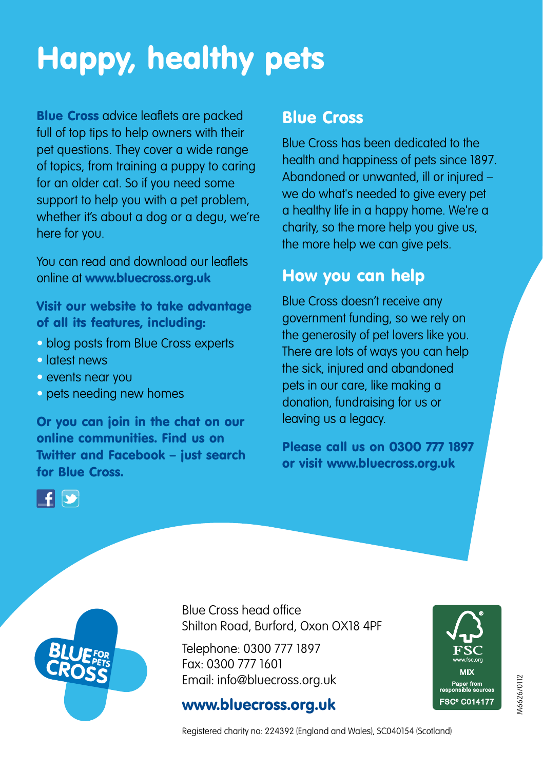# Happy, healthy pets

**Blue Cross** advice leaflets are packed full of top tips to help owners with their pet questions. They cover a wide range of topics, from training a puppy to caring for an older cat. So if you need some support to help you with a pet problem, whether it's about a dog or a degu, we're here for you.

You can read and download our leaflets online at **www.bluecross.org.uk**

**Visit our website to take advantage of all its features, including:**

- blog posts from Blue Cross experts
- latest news
- events near you
- pets needing new homes

**Or you can join in the chat on our online communities. Find us on Twitter and Facebook – just search for Blue Cross.**

## Blue Cross

Blue Cross has been dedicated to the health and happiness of pets since 1897. Abandoned or unwanted, ill or injured – we do what's needed to give every pet a healthy life in a happy home. We're a charity, so the more help you give us, the more help we can give pets.

## How you can help

Blue Cross doesn't receive any government funding, so we rely on the generosity of pet lovers like you. There are lots of ways you can help the sick, injured and abandoned pets in our care, like making a donation, fundraising for us or leaving us a legacy.

**Please call us on 0300 777 1897 or visit www.bluecross.org.uk**

Blue Cross head office
Shilton Road, Burford, Oxon OX18 4PF

Telephone: 0300 777 1897
Fax: 0300 777 1601
Email: info@bluecross.org.uk

**www.bluecross.org.uk**

FSC www.fsc.org MIX Paper from responsible sources FSC® C014177

M6626/0112

Registered charity no: 224392 (England and Wales), SC040154 (Scotland)